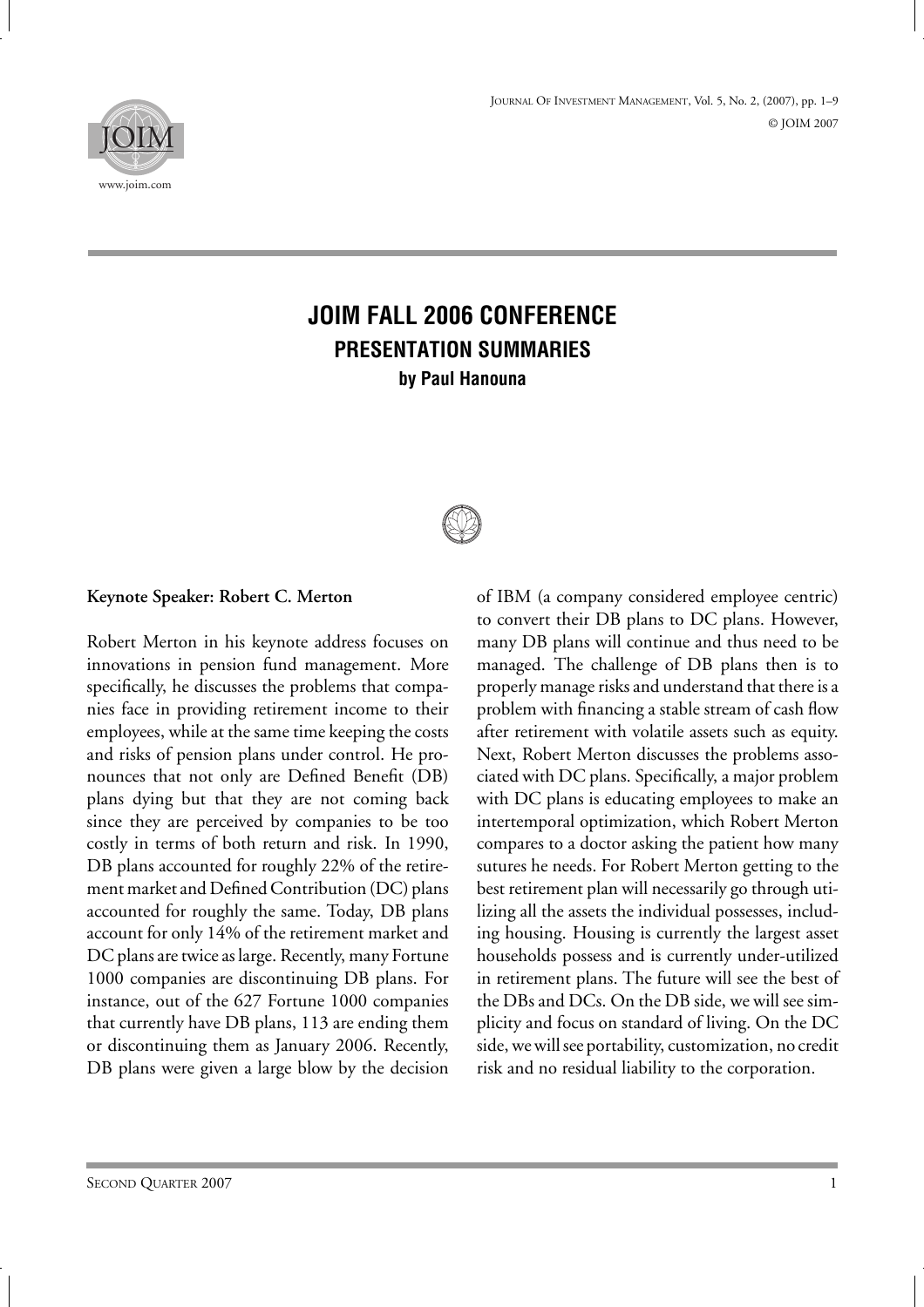# JOIM FALL 2006 CONFERENCE

## PRESENTATION SUMMARIES

**by Paul Hanouna**

### Keynote Speaker: Robert C. Merton

Robert Merton in his keynote address focuses on innovations in pension fund management. More specifically, he discusses the problems that companies face in providing retirement income to their employees, while at the same time keeping the costs and risks of pension plans under control. He pronounces that not only are Defined Benefit (DB) plans dying but that they are not coming back since they are perceived by companies to be too costly in terms of both return and risk. In 1990, DB plans accounted for roughly 22% of the retirement market and Defined Contribution (DC) plans accounted for roughly the same. Today, DB plans account for only 14% of the retirement market and DC plans are twice as large. Recently, many Fortune 1000 companies are discontinuing DB plans. For instance, out of the 627 Fortune 1000 companies that currently have DB plans, 113 are ending them or discontinuing them as January 2006. Recently, DB plans were given a large blow by the decision of IBM (a company considered employee centric) to convert their DB plans to DC plans. However, many DB plans will continue and thus need to be managed. The challenge of DB plans then is to properly manage risks and understand that there is a problem with financing a stable stream of cash flow after retirement with volatile assets such as equity. Next, Robert Merton discusses the problems associated with DC plans. Specifically, a major problem with DC plans is educating employees to make an intertemporal optimization, which Robert Merton compares to a doctor asking the patient how many sutures he needs. For Robert Merton getting to the best retirement plan will necessarily go through utilizing all the assets the individual possesses, including housing. Housing is currently the largest asset households possess and is currently under-utilized in retirement plans. The future will see the best of the DBs and DCs. On the DB side, we will see simplicity and focus on standard of living. On the DC side, we will see portability, customization, no credit risk and no residual liability to the corporation.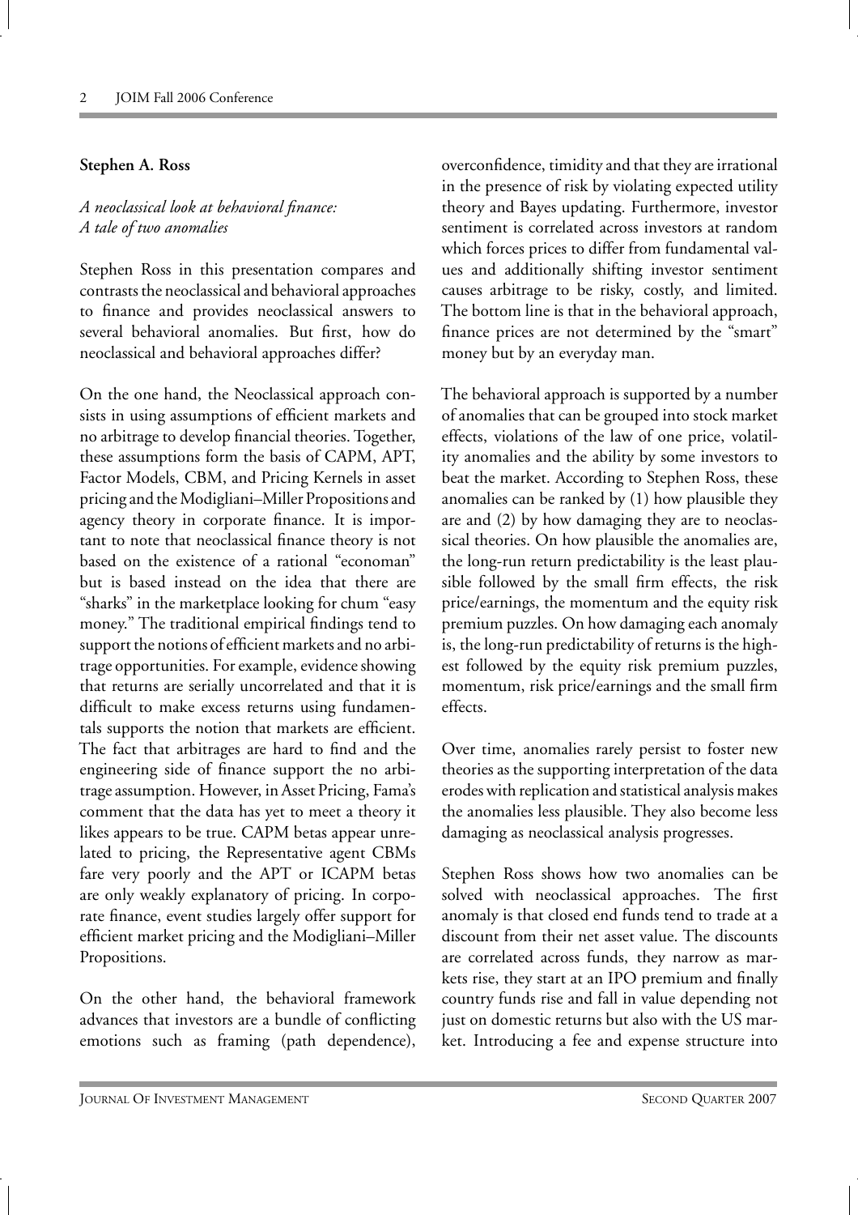**Stephen A. Ross**

*A neoclassical look at behavioral finance: A tale of two anomalies*

Stephen Ross in this presentation compares and contrasts the neoclassical and behavioral approaches to finance and provides neoclassical answers to several behavioral anomalies. But first, how do neoclassical and behavioral approaches differ?

On the one hand, the Neoclassical approach consists in using assumptions of efficient markets and no arbitrage to develop financial theories. Together, these assumptions form the basis of CAPM, APT, Factor Models, CBM, and Pricing Kernels in asset pricing and the Modigliani–Miller Propositions and agency theory in corporate finance. It is important to note that neoclassical finance theory is not based on the existence of a rational "economan" but is based instead on the idea that there are "sharks" in the marketplace looking for chum "easy money." The traditional empirical findings tend to support the notions of efficient markets and no arbitrage opportunities. For example, evidence showing that returns are serially uncorrelated and that it is difficult to make excess returns using fundamentals supports the notion that markets are efficient. The fact that arbitrages are hard to find and the engineering side of finance support the no arbitrage assumption. However, in Asset Pricing, Fama's comment that the data has yet to meet a theory it likes appears to be true. CAPM betas appear unrelated to pricing, the Representative agent CBMs fare very poorly and the APT or ICAPM betas are only weakly explanatory of pricing. In corporate finance, event studies largely offer support for efficient market pricing and the Modigliani–Miller Propositions.

On the other hand, the behavioral framework advances that investors are a bundle of conflicting emotions such as framing (path dependence), overconfidence, timidity and that they are irrational in the presence of risk by violating expected utility theory and Bayes updating. Furthermore, investor sentiment is correlated across investors at random which forces prices to differ from fundamental values and additionally shifting investor sentiment causes arbitrage to be risky, costly, and limited. The bottom line is that in the behavioral approach, finance prices are not determined by the "smart" money but by an everyday man.

The behavioral approach is supported by a number of anomalies that can be grouped into stock market effects, violations of the law of one price, volatility anomalies and the ability by some investors to beat the market. According to Stephen Ross, these anomalies can be ranked by (1) how plausible they are and (2) by how damaging they are to neoclassical theories. On how plausible the anomalies are, the long-run return predictability is the least plausible followed by the small firm effects, the risk price/earnings, the momentum and the equity risk premium puzzles. On how damaging each anomaly is, the long-run predictability of returns is the highest followed by the equity risk premium puzzles, momentum, risk price/earnings and the small firm effects.

Over time, anomalies rarely persist to foster new theories as the supporting interpretation of the data erodes with replication and statistical analysis makes the anomalies less plausible. They also become less damaging as neoclassical analysis progresses.

Stephen Ross shows how two anomalies can be solved with neoclassical approaches. The first anomaly is that closed end funds tend to trade at a discount from their net asset value. The discounts are correlated across funds, they narrow as markets rise, they start at an IPO premium and finally country funds rise and fall in value depending not just on domestic returns but also with the US market. Introducing a fee and expense structure into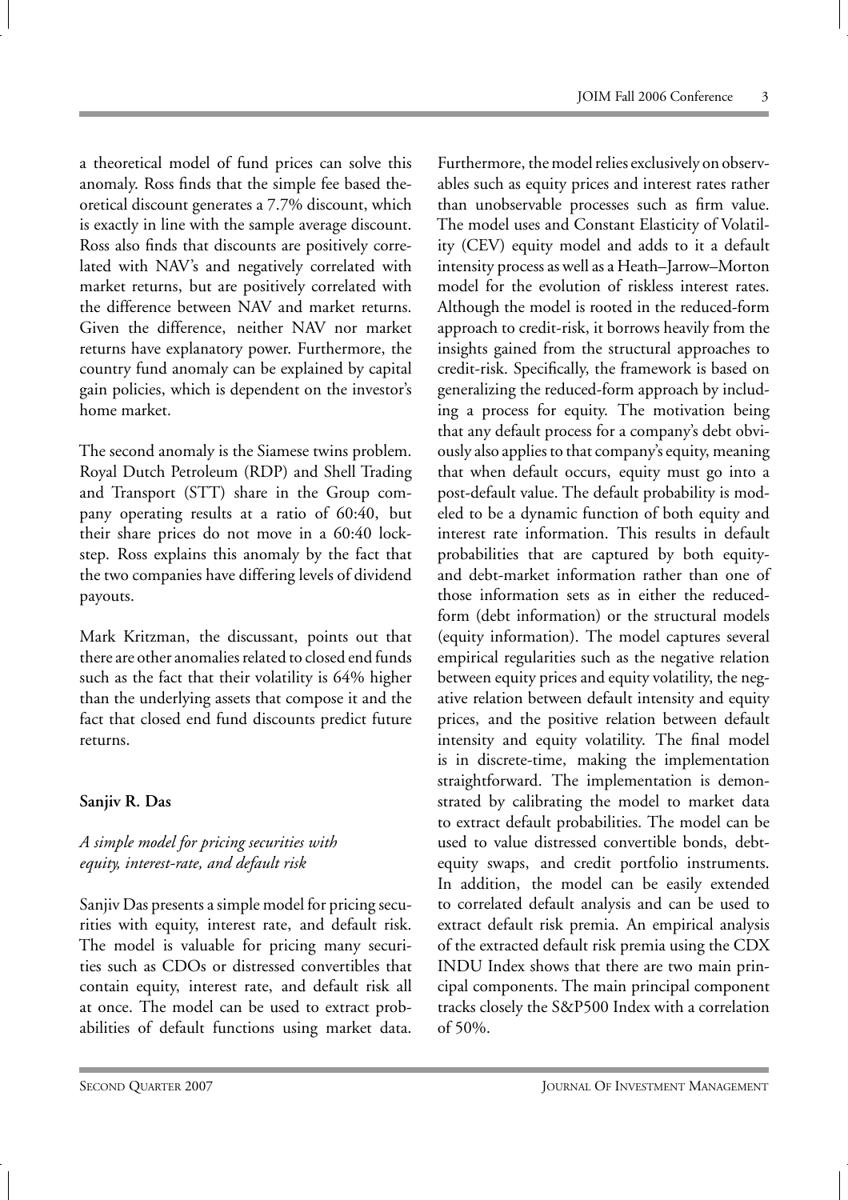a theoretical model of fund prices can solve this anomaly. Ross finds that the simple fee based theoretical discount generates a 7.7% discount, which is exactly in line with the sample average discount. Ross also finds that discounts are positively correlated with NAV's and negatively correlated with market returns, but are positively correlated with the difference between NAV and market returns. Given the difference, neither NAV nor market returns have explanatory power. Furthermore, the country fund anomaly can be explained by capital gain policies, which is dependent on the investor's home market.

The second anomaly is the Siamese twins problem. Royal Dutch Petroleum (RDP) and Shell Trading and Transport (STT) share in the Group company operating results at a ratio of 60:40, but their share prices do not move in a 60:40 lockstep. Ross explains this anomaly by the fact that the two companies have differing levels of dividend payouts.

Mark Kritzman, the discussant, points out that there are other anomalies related to closed end funds such as the fact that their volatility is 64% higher than the underlying assets that compose it and the fact that closed end fund discounts predict future returns.

**Sanjiv R. Das**

*A simple model for pricing securities with equity, interest-rate, and default risk*

Sanjiv Das presents a simple model for pricing securities with equity, interest rate, and default risk. The model is valuable for pricing many securities such as CDOs or distressed convertibles that contain equity, interest rate, and default risk all at once. The model can be used to extract probabilities of default functions using market data. Furthermore, the model relies exclusively on observables such as equity prices and interest rates rather than unobservable processes such as firm value. The model uses and Constant Elasticity of Volatility (CEV) equity model and adds to it a default intensity process as well as a Heath–Jarrow–Morton model for the evolution of riskless interest rates. Although the model is rooted in the reduced-form approach to credit-risk, it borrows heavily from the insights gained from the structural approaches to credit-risk. Specifically, the framework is based on generalizing the reduced-form approach by including a process for equity. The motivation being that any default process for a company's debt obviously also applies to that company's equity, meaning that when default occurs, equity must go into a post-default value. The default probability is modeled to be a dynamic function of both equity and interest rate information. This results in default probabilities that are captured by both equity- and debt-market information rather than one of those information sets as in either the reduced-form (debt information) or the structural models (equity information). The model captures several empirical regularities such as the negative relation between equity prices and equity volatility, the negative relation between default intensity and equity prices, and the positive relation between default intensity and equity volatility. The final model is in discrete-time, making the implementation straightforward. The implementation is demonstrated by calibrating the model to market data to extract default probabilities. The model can be used to value distressed convertible bonds, debt-equity swaps, and credit portfolio instruments. In addition, the model can be easily extended to correlated default analysis and can be used to extract default risk premia. An empirical analysis of the extracted default risk premia using the CDX INDU Index shows that there are two main principal components. The main principal component tracks closely the S&P500 Index with a correlation of 50%.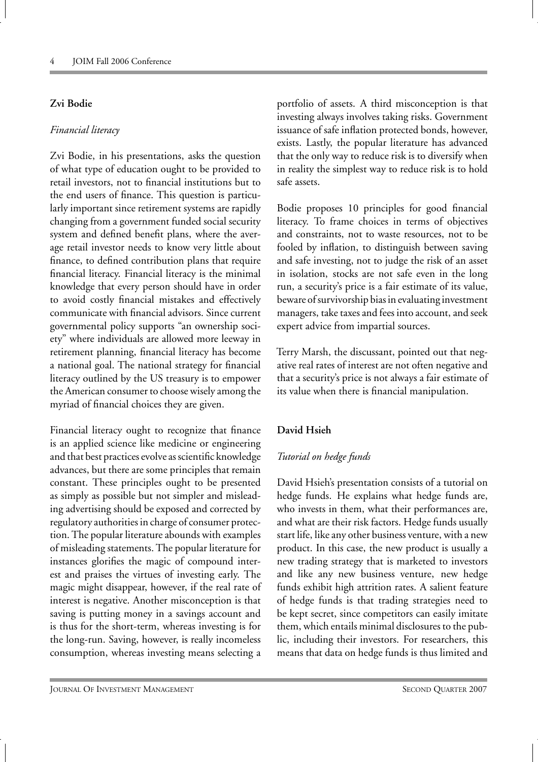## Zvi Bodie

### *Financial literacy*

Zvi Bodie, in his presentations, asks the question of what type of education ought to be provided to retail investors, not to financial institutions but to the end users of finance. This question is particularly important since retirement systems are rapidly changing from a government funded social security system and defined benefit plans, where the average retail investor needs to know very little about finance, to defined contribution plans that require financial literacy. Financial literacy is the minimal knowledge that every person should have in order to avoid costly financial mistakes and effectively communicate with financial advisors. Since current governmental policy supports "an ownership society" where individuals are allowed more leeway in retirement planning, financial literacy has become a national goal. The national strategy for financial literacy outlined by the US treasury is to empower the American consumer to choose wisely among the myriad of financial choices they are given.

Financial literacy ought to recognize that finance is an applied science like medicine or engineering and that best practices evolve as scientific knowledge advances, but there are some principles that remain constant. These principles ought to be presented as simply as possible but not simpler and misleading advertising should be exposed and corrected by regulatory authorities in charge of consumer protection. The popular literature abounds with examples of misleading statements. The popular literature for instances glorifies the magic of compound interest and praises the virtues of investing early. The magic might disappear, however, if the real rate of interest is negative. Another misconception is that saving is putting money in a savings account and is thus for the short-term, whereas investing is for the long-run. Saving, however, is really incomeless consumption, whereas investing means selecting a portfolio of assets. A third misconception is that investing always involves taking risks. Government issuance of safe inflation protected bonds, however, exists. Lastly, the popular literature has advanced that the only way to reduce risk is to diversify when in reality the simplest way to reduce risk is to hold safe assets.

Bodie proposes 10 principles for good financial literacy. To frame choices in terms of objectives and constraints, not to waste resources, not to be fooled by inflation, to distinguish between saving and safe investing, not to judge the risk of an asset in isolation, stocks are not safe even in the long run, a security's price is a fair estimate of its value, beware of survivorship bias in evaluating investment managers, take taxes and fees into account, and seek expert advice from impartial sources.

Terry Marsh, the discussant, pointed out that negative real rates of interest are not often negative and that a security's price is not always a fair estimate of its value when there is financial manipulation.

## David Hsieh

### *Tutorial on hedge funds*

David Hsieh's presentation consists of a tutorial on hedge funds. He explains what hedge funds are, who invests in them, what their performances are, and what are their risk factors. Hedge funds usually start life, like any other business venture, with a new product. In this case, the new product is usually a new trading strategy that is marketed to investors and like any new business venture, new hedge funds exhibit high attrition rates. A salient feature of hedge funds is that trading strategies need to be kept secret, since competitors can easily imitate them, which entails minimal disclosures to the public, including their investors. For researchers, this means that data on hedge funds is thus limited and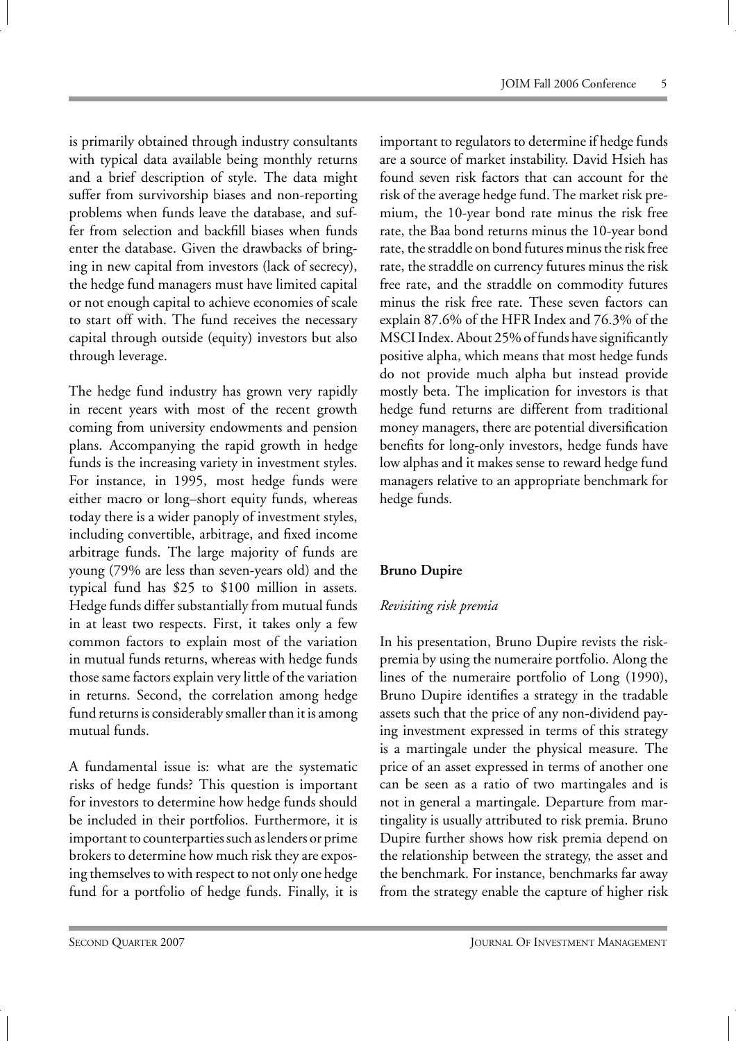is primarily obtained through industry consultants with typical data available being monthly returns and a brief description of style. The data might suffer from survivorship biases and non-reporting problems when funds leave the database, and suffer from selection and backfill biases when funds enter the database. Given the drawbacks of bringing in new capital from investors (lack of secrecy), the hedge fund managers must have limited capital or not enough capital to achieve economies of scale to start off with. The fund receives the necessary capital through outside (equity) investors but also through leverage.

The hedge fund industry has grown very rapidly in recent years with most of the recent growth coming from university endowments and pension plans. Accompanying the rapid growth in hedge funds is the increasing variety in investment styles. For instance, in 1995, most hedge funds were either macro or long–short equity funds, whereas today there is a wider panoply of investment styles, including convertible, arbitrage, and fixed income arbitrage funds. The large majority of funds are young (79% are less than seven-years old) and the typical fund has \$25 to \$100 million in assets. Hedge funds differ substantially from mutual funds in at least two respects. First, it takes only a few common factors to explain most of the variation in mutual funds returns, whereas with hedge funds those same factors explain very little of the variation in returns. Second, the correlation among hedge fund returns is considerably smaller than it is among mutual funds.

A fundamental issue is: what are the systematic risks of hedge funds? This question is important for investors to determine how hedge funds should be included in their portfolios. Furthermore, it is important to counterparties such as lenders or prime brokers to determine how much risk they are exposing themselves to with respect to not only one hedge fund for a portfolio of hedge funds. Finally, it is important to regulators to determine if hedge funds are a source of market instability. David Hsieh has found seven risk factors that can account for the risk of the average hedge fund. The market risk premium, the 10-year bond rate minus the risk free rate, the Baa bond returns minus the 10-year bond rate, the straddle on bond futures minus the risk free rate, the straddle on currency futures minus the risk free rate, and the straddle on commodity futures minus the risk free rate. These seven factors can explain 87.6% of the HFR Index and 76.3% of the MSCI Index. About 25% of funds have significantly positive alpha, which means that most hedge funds do not provide much alpha but instead provide mostly beta. The implication for investors is that hedge fund returns are different from traditional money managers, there are potential diversification benefits for long-only investors, hedge funds have low alphas and it makes sense to reward hedge fund managers relative to an appropriate benchmark for hedge funds.

**Bruno Dupire**

*Revisiting risk premia*

In his presentation, Bruno Dupire revists the risk-premia by using the numeraire portfolio. Along the lines of the numeraire portfolio of Long (1990), Bruno Dupire identifies a strategy in the tradable assets such that the price of any non-dividend paying investment expressed in terms of this strategy is a martingale under the physical measure. The price of an asset expressed in terms of another one can be seen as a ratio of two martingales and is not in general a martingale. Departure from martingality is usually attributed to risk premia. Bruno Dupire further shows how risk premia depend on the relationship between the strategy, the asset and the benchmark. For instance, benchmarks far away from the strategy enable the capture of higher risk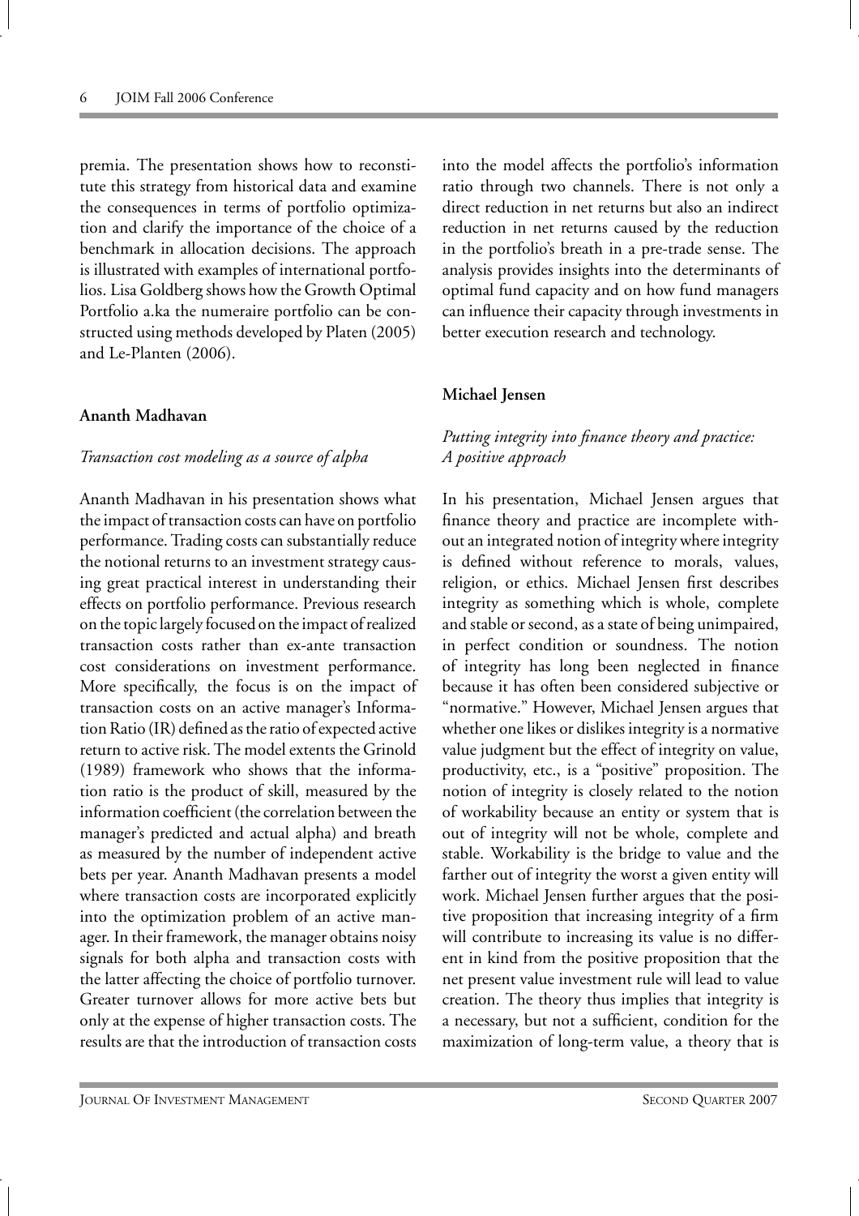premia. The presentation shows how to reconstitute this strategy from historical data and examine the consequences in terms of portfolio optimization and clarify the importance of the choice of a benchmark in allocation decisions. The approach is illustrated with examples of international portfolios. Lisa Goldberg shows how the Growth Optimal Portfolio a.ka the numeraire portfolio can be constructed using methods developed by Platen (2005) and Le-Planten (2006).

**Ananth Madhavan**

*Transaction cost modeling as a source of alpha*

Ananth Madhavan in his presentation shows what the impact of transaction costs can have on portfolio performance. Trading costs can substantially reduce the notional returns to an investment strategy causing great practical interest in understanding their effects on portfolio performance. Previous research on the topic largely focused on the impact of realized transaction costs rather than ex-ante transaction cost considerations on investment performance. More specifically, the focus is on the impact of transaction costs on an active manager's Information Ratio (IR) defined as the ratio of expected active return to active risk. The model extents the Grinold (1989) framework who shows that the information ratio is the product of skill, measured by the information coefficient (the correlation between the manager's predicted and actual alpha) and breath as measured by the number of independent active bets per year. Ananth Madhavan presents a model where transaction costs are incorporated explicitly into the optimization problem of an active manager. In their framework, the manager obtains noisy signals for both alpha and transaction costs with the latter affecting the choice of portfolio turnover. Greater turnover allows for more active bets but only at the expense of higher transaction costs. The results are that the introduction of transaction costs into the model affects the portfolio's information ratio through two channels. There is not only a direct reduction in net returns but also an indirect reduction in net returns caused by the reduction in the portfolio's breath in a pre-trade sense. The analysis provides insights into the determinants of optimal fund capacity and on how fund managers can influence their capacity through investments in better execution research and technology.

**Michael Jensen**

*Putting integrity into finance theory and practice: A positive approach*

In his presentation, Michael Jensen argues that finance theory and practice are incomplete without an integrated notion of integrity where integrity is defined without reference to morals, values, religion, or ethics. Michael Jensen first describes integrity as something which is whole, complete and stable or second, as a state of being unimpaired, in perfect condition or soundness. The notion of integrity has long been neglected in finance because it has often been considered subjective or "normative." However, Michael Jensen argues that whether one likes or dislikes integrity is a normative value judgment but the effect of integrity on value, productivity, etc., is a "positive" proposition. The notion of integrity is closely related to the notion of workability because an entity or system that is out of integrity will not be whole, complete and stable. Workability is the bridge to value and the farther out of integrity the worst a given entity will work. Michael Jensen further argues that the positive proposition that increasing integrity of a firm will contribute to increasing its value is no different in kind from the positive proposition that the net present value investment rule will lead to value creation. The theory thus implies that integrity is a necessary, but not a sufficient, condition for the maximization of long-term value, a theory that is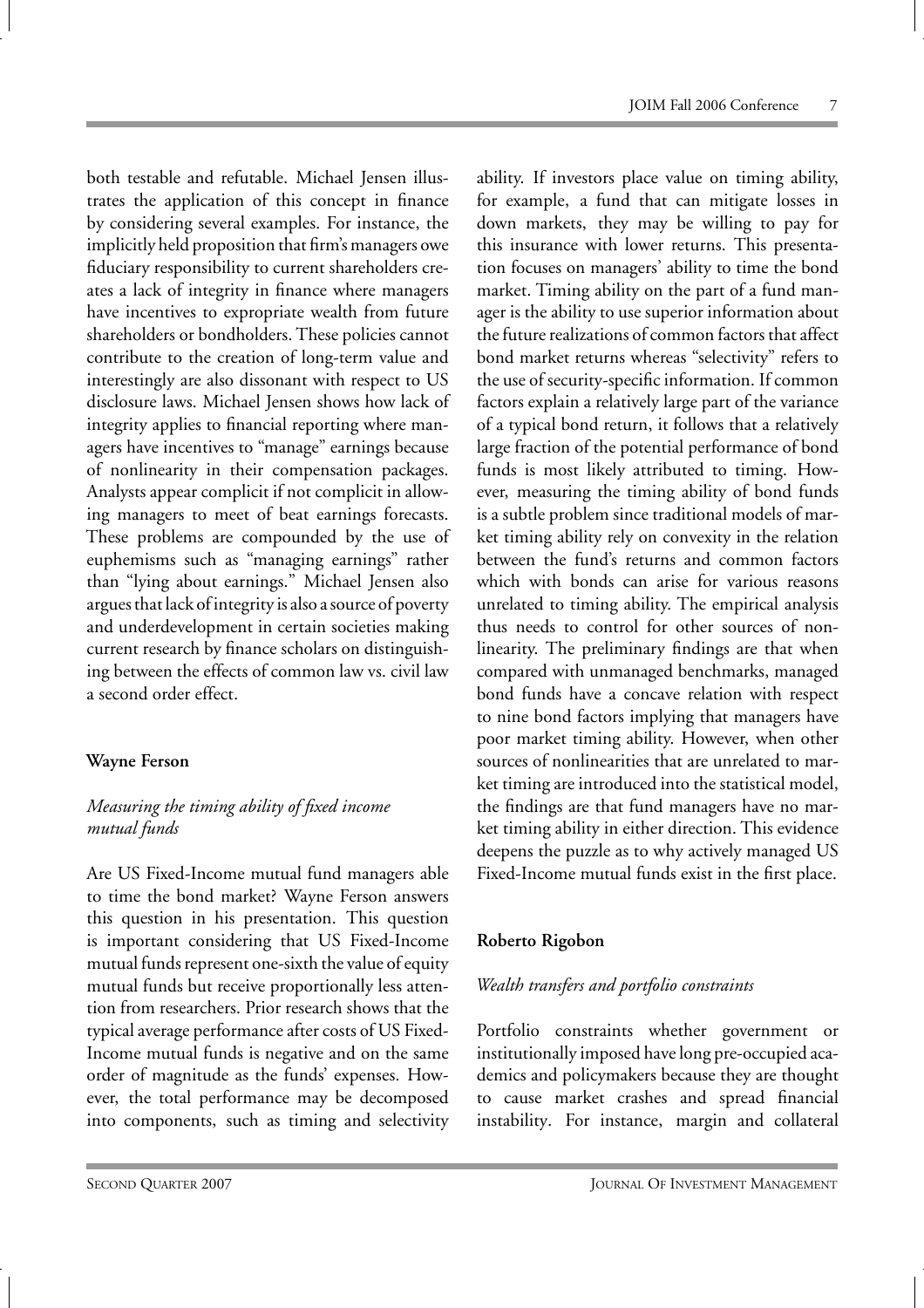both testable and refutable. Michael Jensen illustrates the application of this concept in finance by considering several examples. For instance, the implicitly held proposition that firm's managers owe fiduciary responsibility to current shareholders creates a lack of integrity in finance where managers have incentives to expropriate wealth from future shareholders or bondholders. These policies cannot contribute to the creation of long-term value and interestingly are also dissonant with respect to US disclosure laws. Michael Jensen shows how lack of integrity applies to financial reporting where managers have incentives to "manage" earnings because of nonlinearity in their compensation packages. Analysts appear complicit if not complicit in allowing managers to meet of beat earnings forecasts. These problems are compounded by the use of euphemisms such as "managing earnings" rather than "lying about earnings." Michael Jensen also argues that lack of integrity is also a source of poverty and underdevelopment in certain societies making current research by finance scholars on distinguishing between the effects of common law vs. civil law a second order effect.

**Wayne Ferson**

*Measuring the timing ability of fixed income mutual funds*

Are US Fixed-Income mutual fund managers able to time the bond market? Wayne Ferson answers this question in his presentation. This question is important considering that US Fixed-Income mutual funds represent one-sixth the value of equity mutual funds but receive proportionally less attention from researchers. Prior research shows that the typical average performance after costs of US Fixed-Income mutual funds is negative and on the same order of magnitude as the funds' expenses. However, the total performance may be decomposed into components, such as timing and selectivity ability. If investors place value on timing ability, for example, a fund that can mitigate losses in down markets, they may be willing to pay for this insurance with lower returns. This presentation focuses on managers' ability to time the bond market. Timing ability on the part of a fund manager is the ability to use superior information about the future realizations of common factors that affect bond market returns whereas "selectivity" refers to the use of security-specific information. If common factors explain a relatively large part of the variance of a typical bond return, it follows that a relatively large fraction of the potential performance of bond funds is most likely attributed to timing. However, measuring the timing ability of bond funds is a subtle problem since traditional models of market timing ability rely on convexity in the relation between the fund's returns and common factors which with bonds can arise for various reasons unrelated to timing ability. The empirical analysis thus needs to control for other sources of nonlinearity. The preliminary findings are that when compared with unmanaged benchmarks, managed bond funds have a concave relation with respect to nine bond factors implying that managers have poor market timing ability. However, when other sources of nonlinearities that are unrelated to market timing are introduced into the statistical model, the findings are that fund managers have no market timing ability in either direction. This evidence deepens the puzzle as to why actively managed US Fixed-Income mutual funds exist in the first place.

**Roberto Rigobon**

*Wealth transfers and portfolio constraints*

Portfolio constraints whether government or institutionally imposed have long pre-occupied academics and policymakers because they are thought to cause market crashes and spread financial instability. For instance, margin and collateral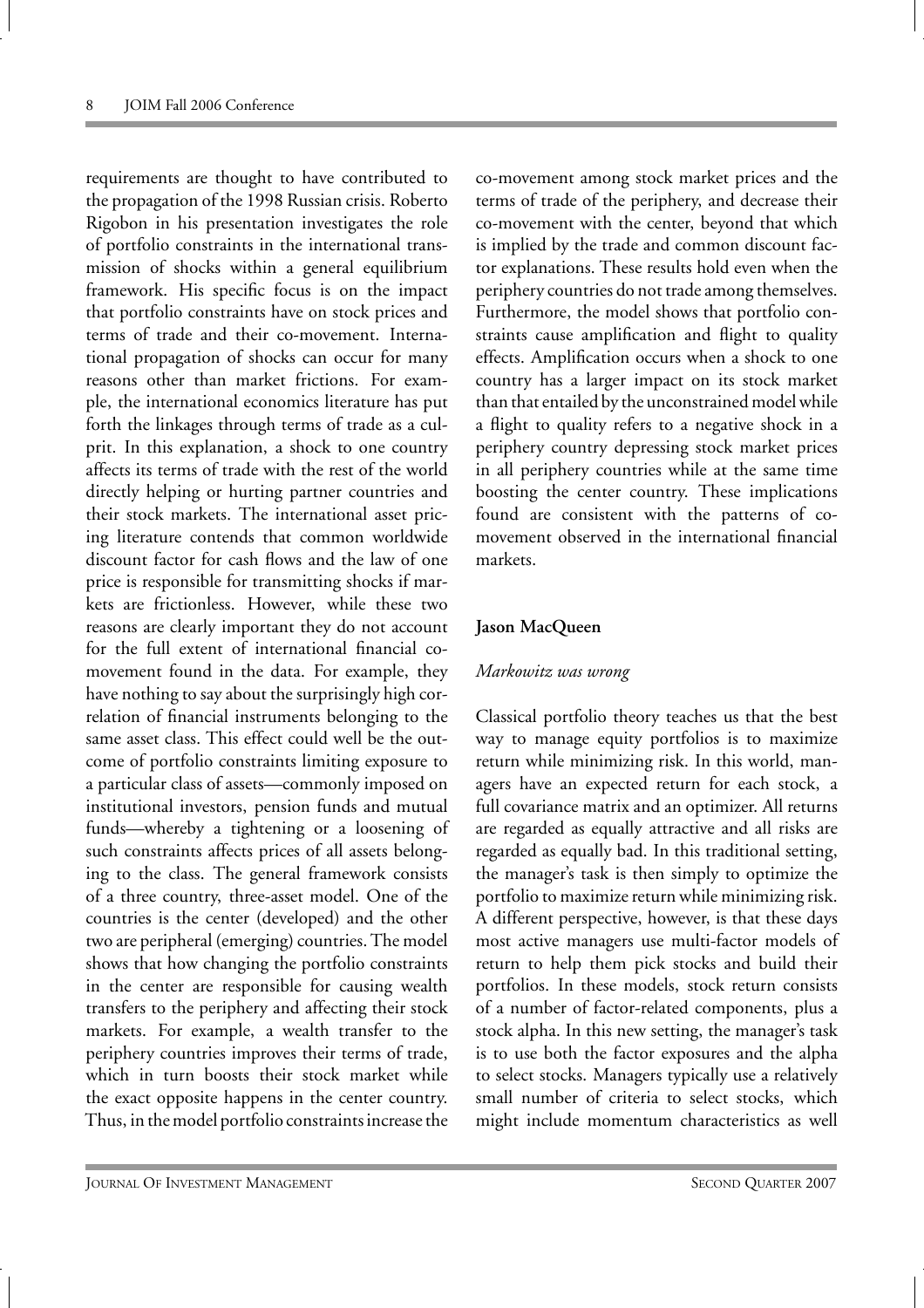requirements are thought to have contributed to the propagation of the 1998 Russian crisis. Roberto Rigobon in his presentation investigates the role of portfolio constraints in the international transmission of shocks within a general equilibrium framework. His specific focus is on the impact that portfolio constraints have on stock prices and terms of trade and their co-movement. International propagation of shocks can occur for many reasons other than market frictions. For example, the international economics literature has put forth the linkages through terms of trade as a culprit. In this explanation, a shock to one country affects its terms of trade with the rest of the world directly helping or hurting partner countries and their stock markets. The international asset pricing literature contends that common worldwide discount factor for cash flows and the law of one price is responsible for transmitting shocks if markets are frictionless. However, while these two reasons are clearly important they do not account for the full extent of international financial co-movement found in the data. For example, they have nothing to say about the surprisingly high correlation of financial instruments belonging to the same asset class. This effect could well be the outcome of portfolio constraints limiting exposure to a particular class of assets—commonly imposed on institutional investors, pension funds and mutual funds—whereby a tightening or a loosening of such constraints affects prices of all assets belonging to the class. The general framework consists of a three country, three-asset model. One of the countries is the center (developed) and the other two are peripheral (emerging) countries. The model shows that how changing the portfolio constraints in the center are responsible for causing wealth transfers to the periphery and affecting their stock markets. For example, a wealth transfer to the periphery countries improves their terms of trade, which in turn boosts their stock market while the exact opposite happens in the center country. Thus, in the model portfolio constraints increase the co-movement among stock market prices and the terms of trade of the periphery, and decrease their co-movement with the center, beyond that which is implied by the trade and common discount factor explanations. These results hold even when the periphery countries do not trade among themselves. Furthermore, the model shows that portfolio constraints cause amplification and flight to quality effects. Amplification occurs when a shock to one country has a larger impact on its stock market than that entailed by the unconstrained model while a flight to quality refers to a negative shock in a periphery country depressing stock market prices in all periphery countries while at the same time boosting the center country. These implications found are consistent with the patterns of co-movement observed in the international financial markets.

**Jason MacQueen**

*Markowitz was wrong*

Classical portfolio theory teaches us that the best way to manage equity portfolios is to maximize return while minimizing risk. In this world, managers have an expected return for each stock, a full covariance matrix and an optimizer. All returns are regarded as equally attractive and all risks are regarded as equally bad. In this traditional setting, the manager's task is then simply to optimize the portfolio to maximize return while minimizing risk. A different perspective, however, is that these days most active managers use multi-factor models of return to help them pick stocks and build their portfolios. In these models, stock return consists of a number of factor-related components, plus a stock alpha. In this new setting, the manager's task is to use both the factor exposures and the alpha to select stocks. Managers typically use a relatively small number of criteria to select stocks, which might include momentum characteristics as well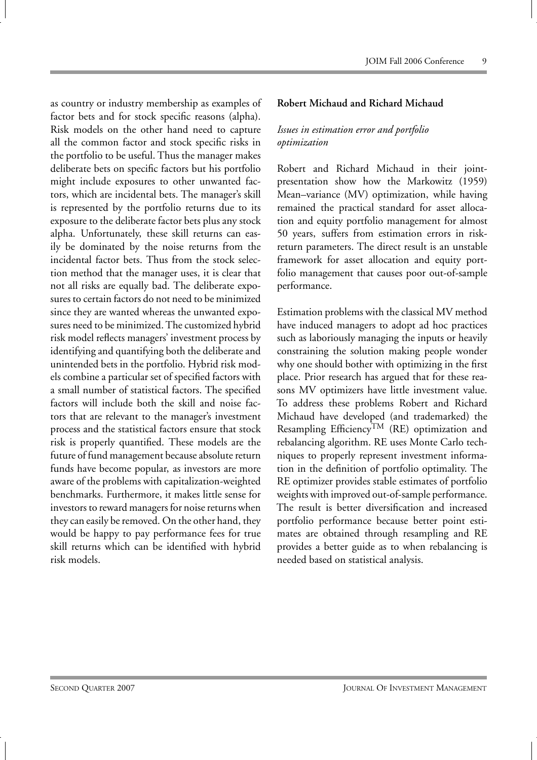as country or industry membership as examples of factor bets and for stock specific reasons (alpha). Risk models on the other hand need to capture all the common factor and stock specific risks in the portfolio to be useful. Thus the manager makes deliberate bets on specific factors but his portfolio might include exposures to other unwanted factors, which are incidental bets. The manager's skill is represented by the portfolio returns due to its exposure to the deliberate factor bets plus any stock alpha. Unfortunately, these skill returns can easily be dominated by the noise returns from the incidental factor bets. Thus from the stock selection method that the manager uses, it is clear that not all risks are equally bad. The deliberate exposures to certain factors do not need to be minimized since they are wanted whereas the unwanted exposures need to be minimized. The customized hybrid risk model reflects managers' investment process by identifying and quantifying both the deliberate and unintended bets in the portfolio. Hybrid risk models combine a particular set of specified factors with a small number of statistical factors. The specified factors will include both the skill and noise factors that are relevant to the manager's investment process and the statistical factors ensure that stock risk is properly quantified. These models are the future of fund management because absolute return funds have become popular, as investors are more aware of the problems with capitalization-weighted benchmarks. Furthermore, it makes little sense for investors to reward managers for noise returns when they can easily be removed. On the other hand, they would be happy to pay performance fees for true skill returns which can be identified with hybrid risk models.

**Robert Michaud and Richard Michaud**

*Issues in estimation error and portfolio optimization*

Robert and Richard Michaud in their joint-presentation show how the Markowitz (1959) Mean–variance (MV) optimization, while having remained the practical standard for asset allocation and equity portfolio management for almost 50 years, suffers from estimation errors in risk-return parameters. The direct result is an unstable framework for asset allocation and equity portfolio management that causes poor out-of-sample performance.

Estimation problems with the classical MV method have induced managers to adopt ad hoc practices such as laboriously managing the inputs or heavily constraining the solution making people wonder why one should bother with optimizing in the first place. Prior research has argued that for these reasons MV optimizers have little investment value. To address these problems Robert and Richard Michaud have developed (and trademarked) the Resampling Efficiency™ (RE) optimization and rebalancing algorithm. RE uses Monte Carlo techniques to properly represent investment information in the definition of portfolio optimality. The RE optimizer provides stable estimates of portfolio weights with improved out-of-sample performance. The result is better diversification and increased portfolio performance because better point estimates are obtained through resampling and RE provides a better guide as to when rebalancing is needed based on statistical analysis.